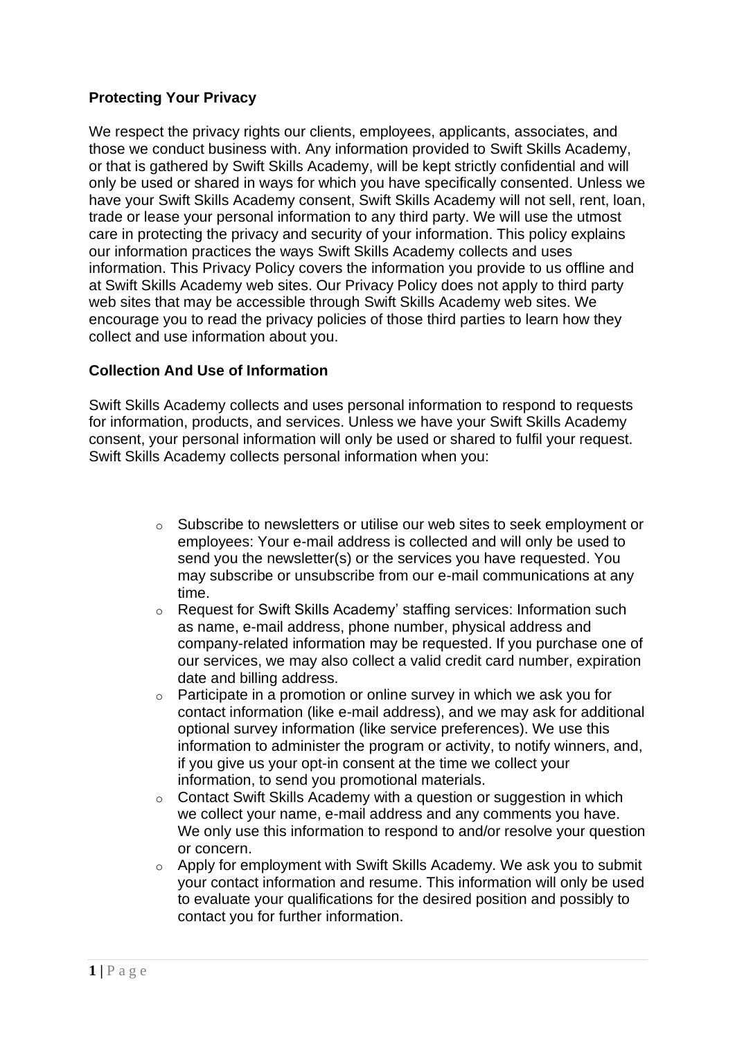**Protecting Your Privacy**

We respect the privacy rights our clients, employees, applicants, associates, and those we conduct business with. Any information provided to Swift Skills Academy, or that is gathered by Swift Skills Academy, will be kept strictly confidential and will only be used or shared in ways for which you have specifically consented. Unless we have your Swift Skills Academy consent, Swift Skills Academy will not sell, rent, loan, trade or lease your personal information to any third party. We will use the utmost care in protecting the privacy and security of your information. This policy explains our information practices the ways Swift Skills Academy collects and uses information. This Privacy Policy covers the information you provide to us offline and at Swift Skills Academy web sites. Our Privacy Policy does not apply to third party web sites that may be accessible through Swift Skills Academy web sites. We encourage you to read the privacy policies of those third parties to learn how they collect and use information about you.

**Collection And Use of Information**

Swift Skills Academy collects and uses personal information to respond to requests for information, products, and services. Unless we have your Swift Skills Academy consent, your personal information will only be used or shared to fulfil your request. Swift Skills Academy collects personal information when you:

- Subscribe to newsletters or utilise our web sites to seek employment or employees: Your e-mail address is collected and will only be used to send you the newsletter(s) or the services you have requested. You may subscribe or unsubscribe from our e-mail communications at any time.
- Request for Swift Skills Academy' staffing services: Information such as name, e-mail address, phone number, physical address and company-related information may be requested. If you purchase one of our services, we may also collect a valid credit card number, expiration date and billing address.
- Participate in a promotion or online survey in which we ask you for contact information (like e-mail address), and we may ask for additional optional survey information (like service preferences). We use this information to administer the program or activity, to notify winners, and, if you give us your opt-in consent at the time we collect your information, to send you promotional materials.
- Contact Swift Skills Academy with a question or suggestion in which we collect your name, e-mail address and any comments you have. We only use this information to respond to and/or resolve your question or concern.
- Apply for employment with Swift Skills Academy. We ask you to submit your contact information and resume. This information will only be used to evaluate your qualifications for the desired position and possibly to contact you for further information.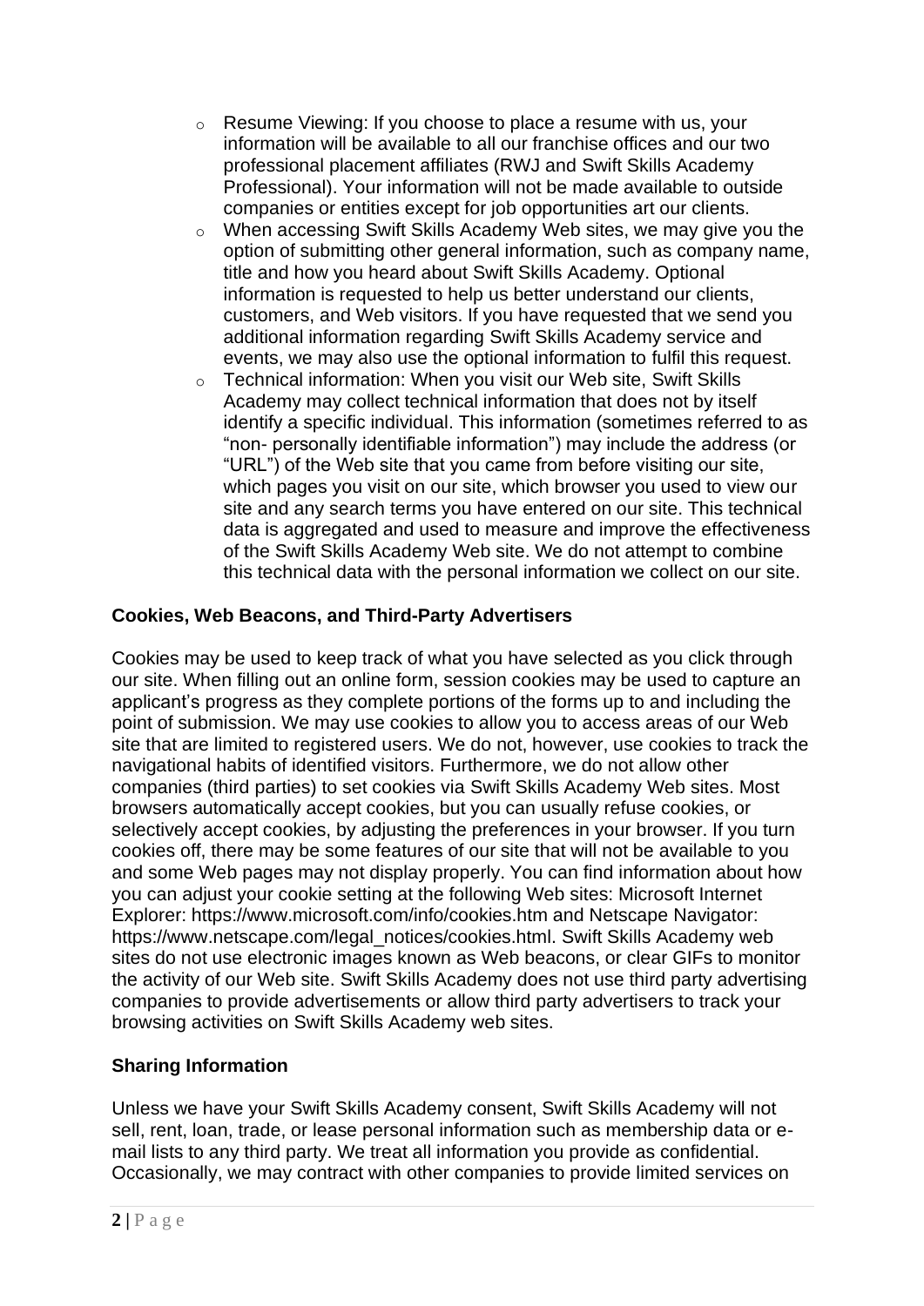- Resume Viewing: If you choose to place a resume with us, your information will be available to all our franchise offices and our two professional placement affiliates (RWJ and Swift Skills Academy Professional). Your information will not be made available to outside companies or entities except for job opportunities art our clients.
- When accessing Swift Skills Academy Web sites, we may give you the option of submitting other general information, such as company name, title and how you heard about Swift Skills Academy. Optional information is requested to help us better understand our clients, customers, and Web visitors. If you have requested that we send you additional information regarding Swift Skills Academy service and events, we may also use the optional information to fulfil this request.
- Technical information: When you visit our Web site, Swift Skills Academy may collect technical information that does not by itself identify a specific individual. This information (sometimes referred to as "non- personally identifiable information") may include the address (or "URL") of the Web site that you came from before visiting our site, which pages you visit on our site, which browser you used to view our site and any search terms you have entered on our site. This technical data is aggregated and used to measure and improve the effectiveness of the Swift Skills Academy Web site. We do not attempt to combine this technical data with the personal information we collect on our site.

**Cookies, Web Beacons, and Third-Party Advertisers**

Cookies may be used to keep track of what you have selected as you click through our site. When filling out an online form, session cookies may be used to capture an applicant's progress as they complete portions of the forms up to and including the point of submission. We may use cookies to allow you to access areas of our Web site that are limited to registered users. We do not, however, use cookies to track the navigational habits of identified visitors. Furthermore, we do not allow other companies (third parties) to set cookies via Swift Skills Academy Web sites. Most browsers automatically accept cookies, but you can usually refuse cookies, or selectively accept cookies, by adjusting the preferences in your browser. If you turn cookies off, there may be some features of our site that will not be available to you and some Web pages may not display properly. You can find information about how you can adjust your cookie setting at the following Web sites: Microsoft Internet Explorer: https://www.microsoft.com/info/cookies.htm and Netscape Navigator: https://www.netscape.com/legal_notices/cookies.html. Swift Skills Academy web sites do not use electronic images known as Web beacons, or clear GIFs to monitor the activity of our Web site. Swift Skills Academy does not use third party advertising companies to provide advertisements or allow third party advertisers to track your browsing activities on Swift Skills Academy web sites.

**Sharing Information**

Unless we have your Swift Skills Academy consent, Swift Skills Academy will not sell, rent, loan, trade, or lease personal information such as membership data or e-mail lists to any third party. We treat all information you provide as confidential. Occasionally, we may contract with other companies to provide limited services on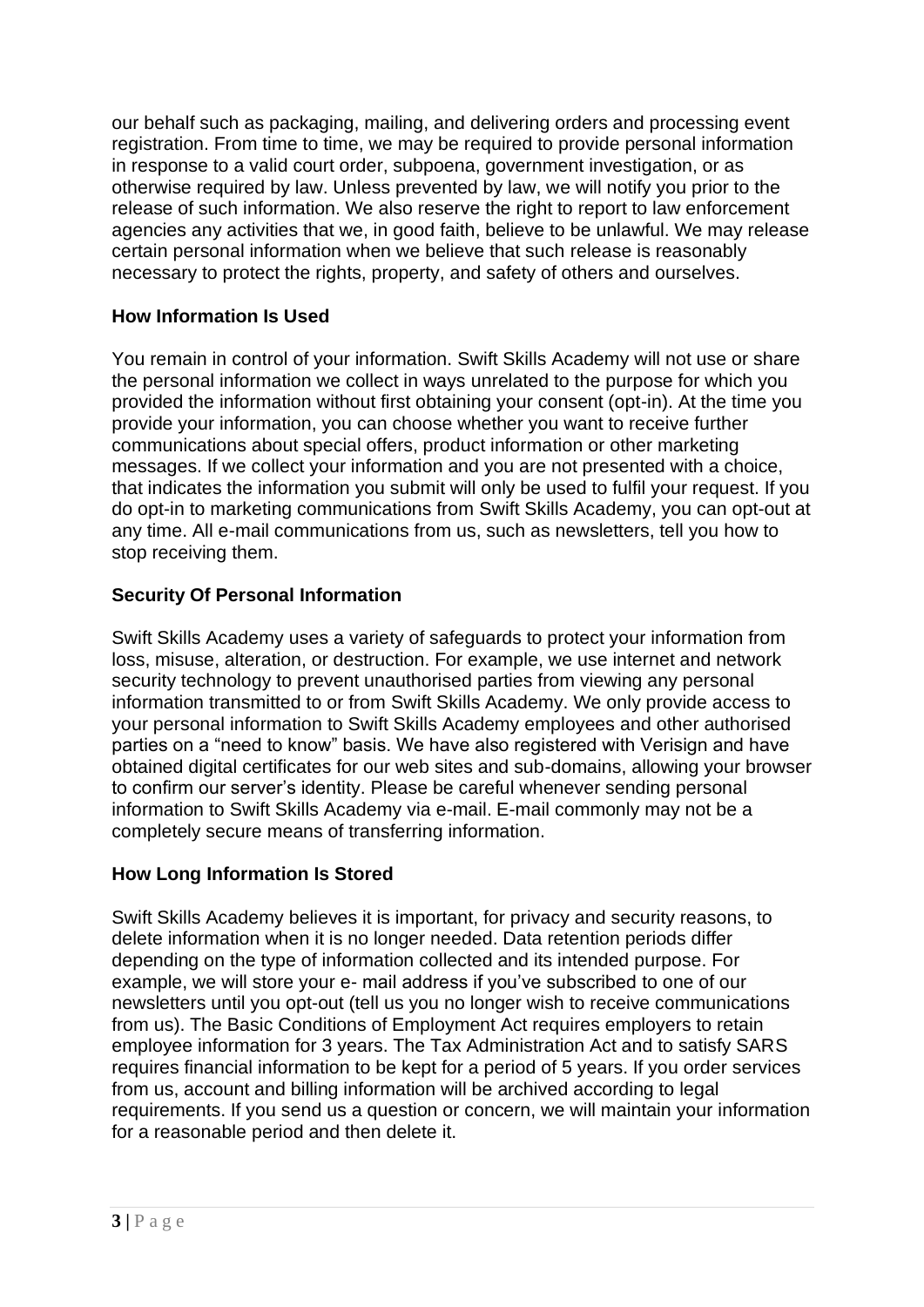our behalf such as packaging, mailing, and delivering orders and processing event registration. From time to time, we may be required to provide personal information in response to a valid court order, subpoena, government investigation, or as otherwise required by law. Unless prevented by law, we will notify you prior to the release of such information. We also reserve the right to report to law enforcement agencies any activities that we, in good faith, believe to be unlawful. We may release certain personal information when we believe that such release is reasonably necessary to protect the rights, property, and safety of others and ourselves.

**How Information Is Used**

You remain in control of your information. Swift Skills Academy will not use or share the personal information we collect in ways unrelated to the purpose for which you provided the information without first obtaining your consent (opt-in). At the time you provide your information, you can choose whether you want to receive further communications about special offers, product information or other marketing messages. If we collect your information and you are not presented with a choice, that indicates the information you submit will only be used to fulfil your request. If you do opt-in to marketing communications from Swift Skills Academy, you can opt-out at any time. All e-mail communications from us, such as newsletters, tell you how to stop receiving them.

**Security Of Personal Information**

Swift Skills Academy uses a variety of safeguards to protect your information from loss, misuse, alteration, or destruction. For example, we use internet and network security technology to prevent unauthorised parties from viewing any personal information transmitted to or from Swift Skills Academy. We only provide access to your personal information to Swift Skills Academy employees and other authorised parties on a "need to know" basis. We have also registered with Verisign and have obtained digital certificates for our web sites and sub-domains, allowing your browser to confirm our server's identity. Please be careful whenever sending personal information to Swift Skills Academy via e-mail. E-mail commonly may not be a completely secure means of transferring information.

**How Long Information Is Stored**

Swift Skills Academy believes it is important, for privacy and security reasons, to delete information when it is no longer needed. Data retention periods differ depending on the type of information collected and its intended purpose. For example, we will store your e- mail address if you've subscribed to one of our newsletters until you opt-out (tell us you no longer wish to receive communications from us). The Basic Conditions of Employment Act requires employers to retain employee information for 3 years. The Tax Administration Act and to satisfy SARS requires financial information to be kept for a period of 5 years. If you order services from us, account and billing information will be archived according to legal requirements. If you send us a question or concern, we will maintain your information for a reasonable period and then delete it.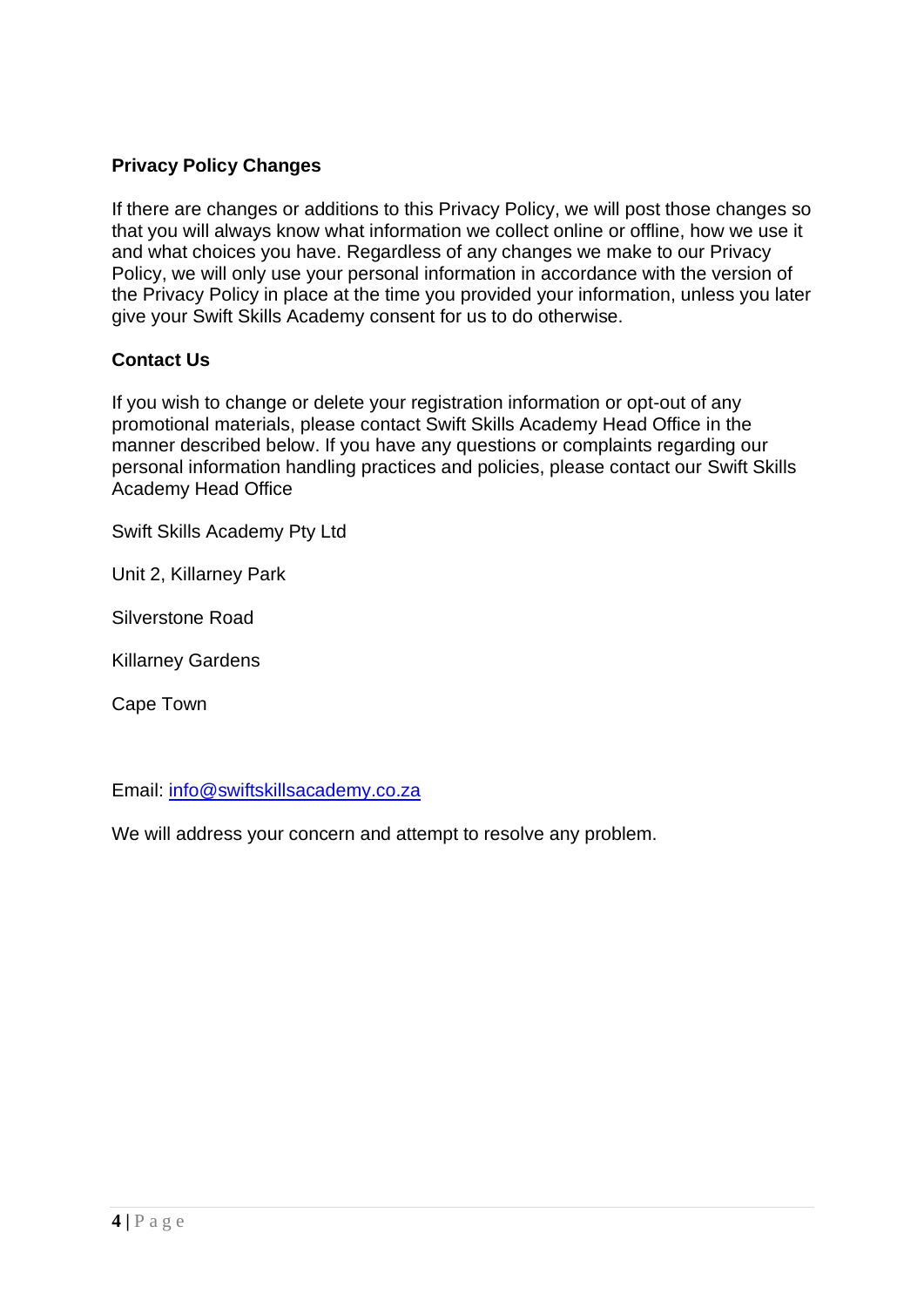**Privacy Policy Changes**

If there are changes or additions to this Privacy Policy, we will post those changes so that you will always know what information we collect online or offline, how we use it and what choices you have. Regardless of any changes we make to our Privacy Policy, we will only use your personal information in accordance with the version of the Privacy Policy in place at the time you provided your information, unless you later give your Swift Skills Academy consent for us to do otherwise.

**Contact Us**

If you wish to change or delete your registration information or opt-out of any promotional materials, please contact Swift Skills Academy Head Office in the manner described below. If you have any questions or complaints regarding our personal information handling practices and policies, please contact our Swift Skills Academy Head Office

Swift Skills Academy Pty Ltd

Unit 2, Killarney Park

Silverstone Road

Killarney Gardens

Cape Town

Email: info@swiftskillsacademy.co.za

We will address your concern and attempt to resolve any problem.